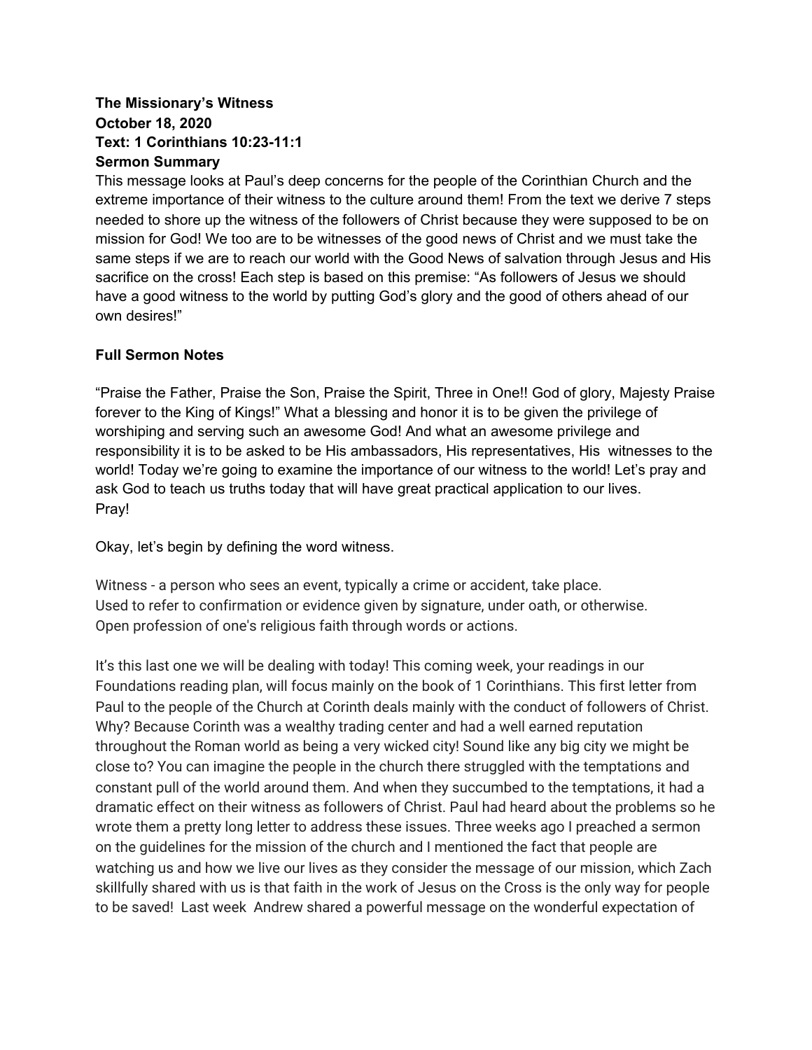**The Missionary's Witness**
**October 18, 2020**
**Text: 1 Corinthians 10:23-11:1**
**Sermon Summary**

This message looks at Paul's deep concerns for the people of the Corinthian Church and the extreme importance of their witness to the culture around them! From the text we derive 7 steps needed to shore up the witness of the followers of Christ because they were supposed to be on mission for God! We too are to be witnesses of the good news of Christ and we must take the same steps if we are to reach our world with the Good News of salvation through Jesus and His sacrifice on the cross! Each step is based on this premise: "As followers of Jesus we should have a good witness to the world by putting God's glory and the good of others ahead of our own desires!"

**Full Sermon Notes**

"Praise the Father, Praise the Son, Praise the Spirit, Three in One!! God of glory, Majesty Praise forever to the King of Kings!" What a blessing and honor it is to be given the privilege of worshiping and serving such an awesome God! And what an awesome privilege and responsibility it is to be asked to be His ambassadors, His representatives, His witnesses to the world! Today we're going to examine the importance of our witness to the world! Let's pray and ask God to teach us truths today that will have great practical application to our lives.
Pray!

Okay, let's begin by defining the word witness.

Witness - a person who sees an event, typically a crime or accident, take place.
Used to refer to confirmation or evidence given by signature, under oath, or otherwise.
Open profession of one's religious faith through words or actions.

It's this last one we will be dealing with today! This coming week, your readings in our Foundations reading plan, will focus mainly on the book of 1 Corinthians. This first letter from Paul to the people of the Church at Corinth deals mainly with the conduct of followers of Christ. Why? Because Corinth was a wealthy trading center and had a well earned reputation throughout the Roman world as being a very wicked city! Sound like any big city we might be close to? You can imagine the people in the church there struggled with the temptations and constant pull of the world around them. And when they succumbed to the temptations, it had a dramatic effect on their witness as followers of Christ. Paul had heard about the problems so he wrote them a pretty long letter to address these issues. Three weeks ago I preached a sermon on the guidelines for the mission of the church and I mentioned the fact that people are watching us and how we live our lives as they consider the message of our mission, which Zach skillfully shared with us is that faith in the work of Jesus on the Cross is the only way for people to be saved! Last week Andrew shared a powerful message on the wonderful expectation of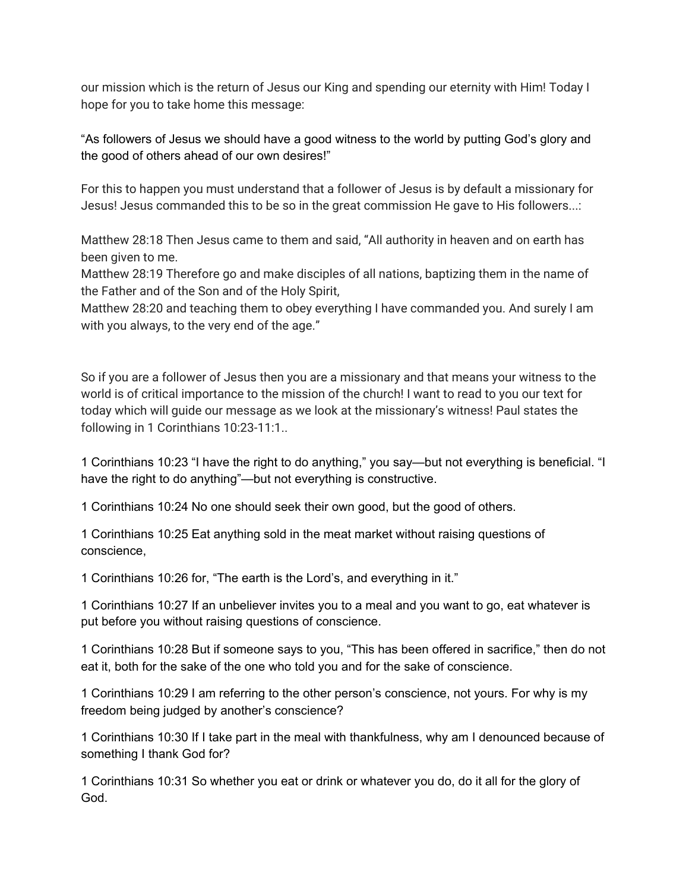our mission which is the return of Jesus our King and spending our eternity with Him! Today I hope for you to take home this message:

"As followers of Jesus we should have a good witness to the world by putting God's glory and the good of others ahead of our own desires!"

For this to happen you must understand that a follower of Jesus is by default a missionary for Jesus! Jesus commanded this to be so in the great commission He gave to His followers...:

Matthew 28:18 Then Jesus came to them and said, "All authority in heaven and on earth has been given to me.
Matthew 28:19 Therefore go and make disciples of all nations, baptizing them in the name of the Father and of the Son and of the Holy Spirit,
Matthew 28:20 and teaching them to obey everything I have commanded you. And surely I am with you always, to the very end of the age."

So if you are a follower of Jesus then you are a missionary and that means your witness to the world is of critical importance to the mission of the church! I want to read to you our text for today which will guide our message as we look at the missionary's witness! Paul states the following in 1 Corinthians 10:23-11:1..

1 Corinthians 10:23 "I have the right to do anything," you say—but not everything is beneficial. "I have the right to do anything"—but not everything is constructive.

1 Corinthians 10:24 No one should seek their own good, but the good of others.

1 Corinthians 10:25 Eat anything sold in the meat market without raising questions of conscience,

1 Corinthians 10:26 for, "The earth is the Lord's, and everything in it."

1 Corinthians 10:27 If an unbeliever invites you to a meal and you want to go, eat whatever is put before you without raising questions of conscience.

1 Corinthians 10:28 But if someone says to you, "This has been offered in sacrifice," then do not eat it, both for the sake of the one who told you and for the sake of conscience.

1 Corinthians 10:29 I am referring to the other person's conscience, not yours. For why is my freedom being judged by another's conscience?

1 Corinthians 10:30 If I take part in the meal with thankfulness, why am I denounced because of something I thank God for?

1 Corinthians 10:31 So whether you eat or drink or whatever you do, do it all for the glory of God.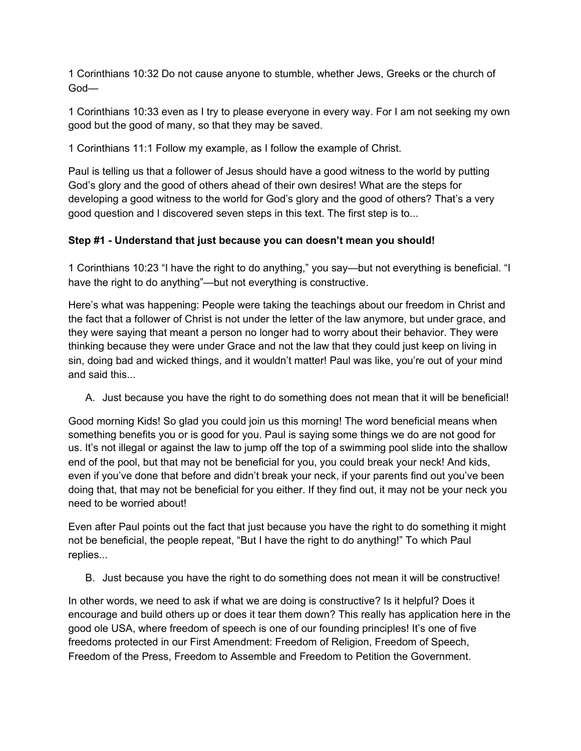1 Corinthians 10:32 Do not cause anyone to stumble, whether Jews, Greeks or the church of God—

1 Corinthians 10:33 even as I try to please everyone in every way. For I am not seeking my own good but the good of many, so that they may be saved.

1 Corinthians 11:1 Follow my example, as I follow the example of Christ.

Paul is telling us that a follower of Jesus should have a good witness to the world by putting God's glory and the good of others ahead of their own desires! What are the steps for developing a good witness to the world for God's glory and the good of others? That's a very good question and I discovered seven steps in this text. The first step is to...

**Step #1 - Understand that just because you can doesn't mean you should!**

1 Corinthians 10:23 "I have the right to do anything," you say—but not everything is beneficial. "I have the right to do anything"—but not everything is constructive.

Here's what was happening: People were taking the teachings about our freedom in Christ and the fact that a follower of Christ is not under the letter of the law anymore, but under grace, and they were saying that meant a person no longer had to worry about their behavior. They were thinking because they were under Grace and not the law that they could just keep on living in sin, doing bad and wicked things, and it wouldn't matter! Paul was like, you're out of your mind and said this...

A. Just because you have the right to do something does not mean that it will be beneficial!

Good morning Kids! So glad you could join us this morning! The word beneficial means when something benefits you or is good for you. Paul is saying some things we do are not good for us. It's not illegal or against the law to jump off the top of a swimming pool slide into the shallow end of the pool, but that may not be beneficial for you, you could break your neck! And kids, even if you've done that before and didn't break your neck, if your parents find out you've been doing that, that may not be beneficial for you either. If they find out, it may not be your neck you need to be worried about!

Even after Paul points out the fact that just because you have the right to do something it might not be beneficial, the people repeat, "But I have the right to do anything!" To which Paul replies...

B. Just because you have the right to do something does not mean it will be constructive!

In other words, we need to ask if what we are doing is constructive? Is it helpful? Does it encourage and build others up or does it tear them down? This really has application here in the good ole USA, where freedom of speech is one of our founding principles! It's one of five freedoms protected in our First Amendment: Freedom of Religion, Freedom of Speech, Freedom of the Press, Freedom to Assemble and Freedom to Petition the Government.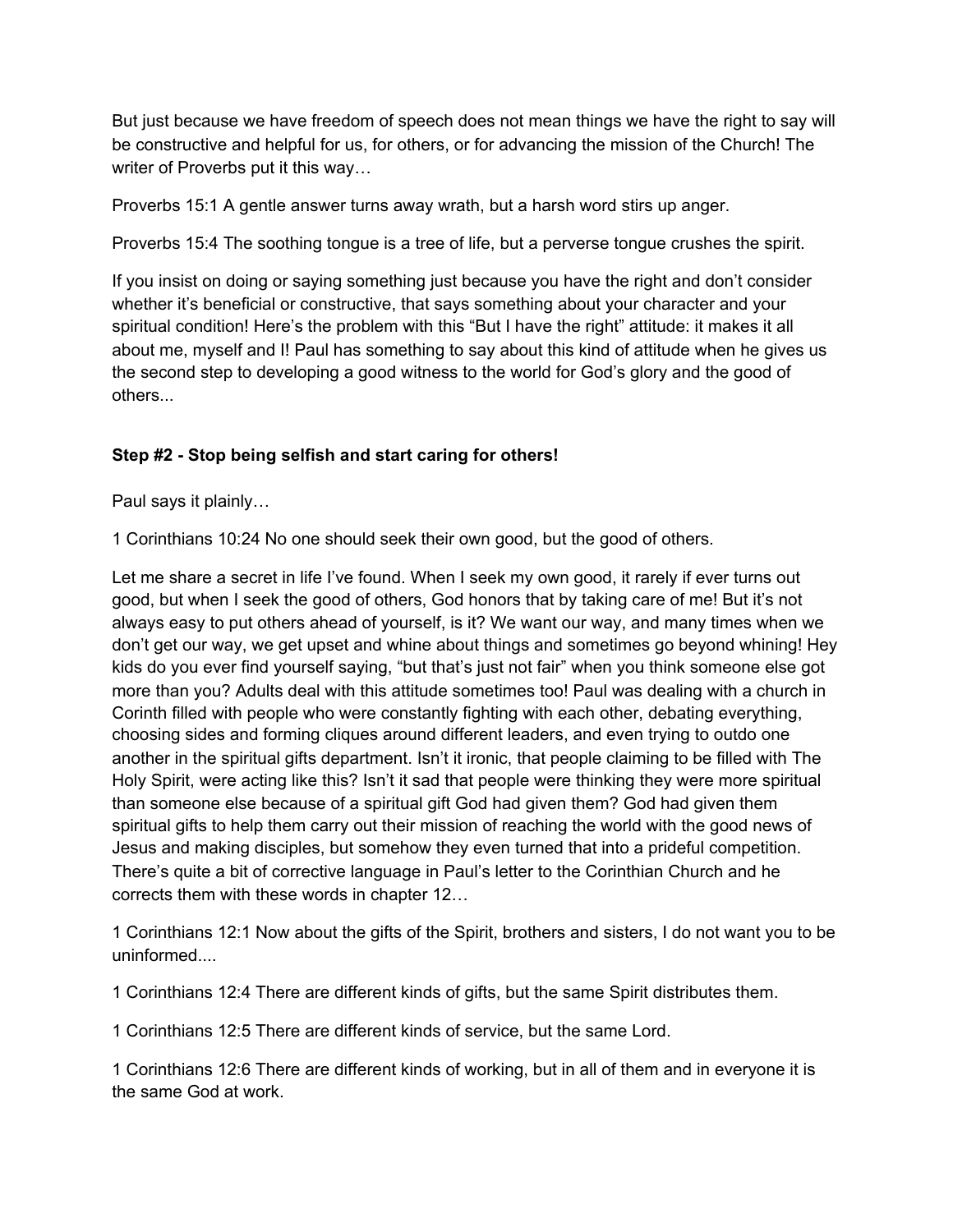But just because we have freedom of speech does not mean things we have the right to say will be constructive and helpful for us, for others, or for advancing the mission of the Church! The writer of Proverbs put it this way…

Proverbs 15:1 A gentle answer turns away wrath, but a harsh word stirs up anger.

Proverbs 15:4 The soothing tongue is a tree of life, but a perverse tongue crushes the spirit.

If you insist on doing or saying something just because you have the right and don't consider whether it's beneficial or constructive, that says something about your character and your spiritual condition! Here's the problem with this "But I have the right" attitude: it makes it all about me, myself and I! Paul has something to say about this kind of attitude when he gives us the second step to developing a good witness to the world for God's glory and the good of others...

**Step #2 - Stop being selfish and start caring for others!**

Paul says it plainly…

1 Corinthians 10:24 No one should seek their own good, but the good of others.

Let me share a secret in life I've found. When I seek my own good, it rarely if ever turns out good, but when I seek the good of others, God honors that by taking care of me! But it's not always easy to put others ahead of yourself, is it? We want our way, and many times when we don't get our way, we get upset and whine about things and sometimes go beyond whining! Hey kids do you ever find yourself saying, "but that's just not fair" when you think someone else got more than you? Adults deal with this attitude sometimes too! Paul was dealing with a church in Corinth filled with people who were constantly fighting with each other, debating everything, choosing sides and forming cliques around different leaders, and even trying to outdo one another in the spiritual gifts department. Isn't it ironic, that people claiming to be filled with The Holy Spirit, were acting like this? Isn't it sad that people were thinking they were more spiritual than someone else because of a spiritual gift God had given them? God had given them spiritual gifts to help them carry out their mission of reaching the world with the good news of Jesus and making disciples, but somehow they even turned that into a prideful competition. There's quite a bit of corrective language in Paul's letter to the Corinthian Church and he corrects them with these words in chapter 12…

1 Corinthians 12:1 Now about the gifts of the Spirit, brothers and sisters, I do not want you to be uninformed....

1 Corinthians 12:4 There are different kinds of gifts, but the same Spirit distributes them.

1 Corinthians 12:5 There are different kinds of service, but the same Lord.

1 Corinthians 12:6 There are different kinds of working, but in all of them and in everyone it is the same God at work.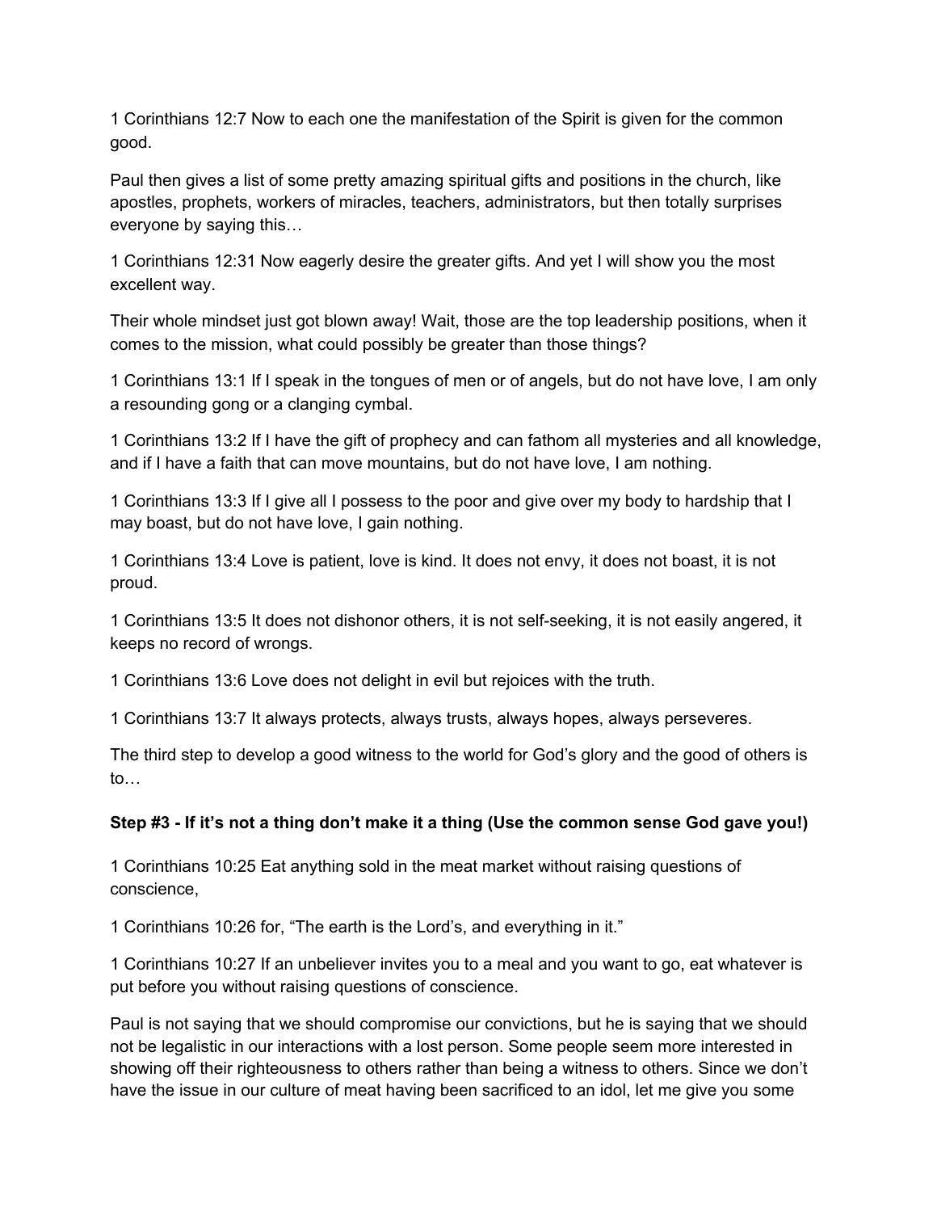1 Corinthians 12:7 Now to each one the manifestation of the Spirit is given for the common good.

Paul then gives a list of some pretty amazing spiritual gifts and positions in the church, like apostles, prophets, workers of miracles, teachers, administrators, but then totally surprises everyone by saying this…

1 Corinthians 12:31 Now eagerly desire the greater gifts. And yet I will show you the most excellent way.

Their whole mindset just got blown away! Wait, those are the top leadership positions, when it comes to the mission, what could possibly be greater than those things?

1 Corinthians 13:1 If I speak in the tongues of men or of angels, but do not have love, I am only a resounding gong or a clanging cymbal.

1 Corinthians 13:2 If I have the gift of prophecy and can fathom all mysteries and all knowledge, and if I have a faith that can move mountains, but do not have love, I am nothing.

1 Corinthians 13:3 If I give all I possess to the poor and give over my body to hardship that I may boast, but do not have love, I gain nothing.

1 Corinthians 13:4 Love is patient, love is kind. It does not envy, it does not boast, it is not proud.

1 Corinthians 13:5 It does not dishonor others, it is not self-seeking, it is not easily angered, it keeps no record of wrongs.

1 Corinthians 13:6 Love does not delight in evil but rejoices with the truth.

1 Corinthians 13:7 It always protects, always trusts, always hopes, always perseveres.

The third step to develop a good witness to the world for God's glory and the good of others is to…

**Step #3 - If it's not a thing don't make it a thing (Use the common sense God gave you!)**

1 Corinthians 10:25 Eat anything sold in the meat market without raising questions of conscience,

1 Corinthians 10:26 for, "The earth is the Lord's, and everything in it."

1 Corinthians 10:27 If an unbeliever invites you to a meal and you want to go, eat whatever is put before you without raising questions of conscience.

Paul is not saying that we should compromise our convictions, but he is saying that we should not be legalistic in our interactions with a lost person. Some people seem more interested in showing off their righteousness to others rather than being a witness to others. Since we don't have the issue in our culture of meat having been sacrificed to an idol, let me give you some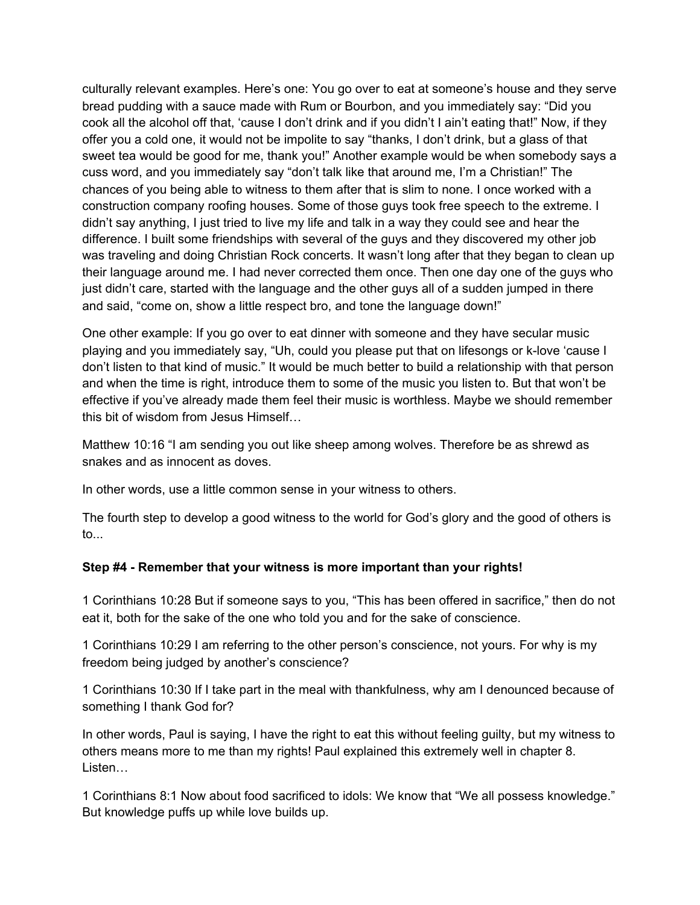culturally relevant examples. Here's one: You go over to eat at someone's house and they serve bread pudding with a sauce made with Rum or Bourbon, and you immediately say: "Did you cook all the alcohol off that, 'cause I don't drink and if you didn't I ain't eating that!" Now, if they offer you a cold one, it would not be impolite to say "thanks, I don't drink, but a glass of that sweet tea would be good for me, thank you!" Another example would be when somebody says a cuss word, and you immediately say "don't talk like that around me, I'm a Christian!" The chances of you being able to witness to them after that is slim to none. I once worked with a construction company roofing houses. Some of those guys took free speech to the extreme. I didn't say anything, I just tried to live my life and talk in a way they could see and hear the difference. I built some friendships with several of the guys and they discovered my other job was traveling and doing Christian Rock concerts. It wasn't long after that they began to clean up their language around me. I had never corrected them once. Then one day one of the guys who just didn't care, started with the language and the other guys all of a sudden jumped in there and said, "come on, show a little respect bro, and tone the language down!"

One other example: If you go over to eat dinner with someone and they have secular music playing and you immediately say, "Uh, could you please put that on lifesongs or k-love 'cause I don't listen to that kind of music." It would be much better to build a relationship with that person and when the time is right, introduce them to some of the music you listen to. But that won't be effective if you've already made them feel their music is worthless. Maybe we should remember this bit of wisdom from Jesus Himself…

Matthew 10:16 "I am sending you out like sheep among wolves. Therefore be as shrewd as snakes and as innocent as doves.

In other words, use a little common sense in your witness to others.

The fourth step to develop a good witness to the world for God's glory and the good of others is to...

**Step #4 - Remember that your witness is more important than your rights!**

1 Corinthians 10:28 But if someone says to you, "This has been offered in sacrifice," then do not eat it, both for the sake of the one who told you and for the sake of conscience.

1 Corinthians 10:29 I am referring to the other person's conscience, not yours. For why is my freedom being judged by another's conscience?

1 Corinthians 10:30 If I take part in the meal with thankfulness, why am I denounced because of something I thank God for?

In other words, Paul is saying, I have the right to eat this without feeling guilty, but my witness to others means more to me than my rights! Paul explained this extremely well in chapter 8. Listen…

1 Corinthians 8:1 Now about food sacrificed to idols: We know that "We all possess knowledge." But knowledge puffs up while love builds up.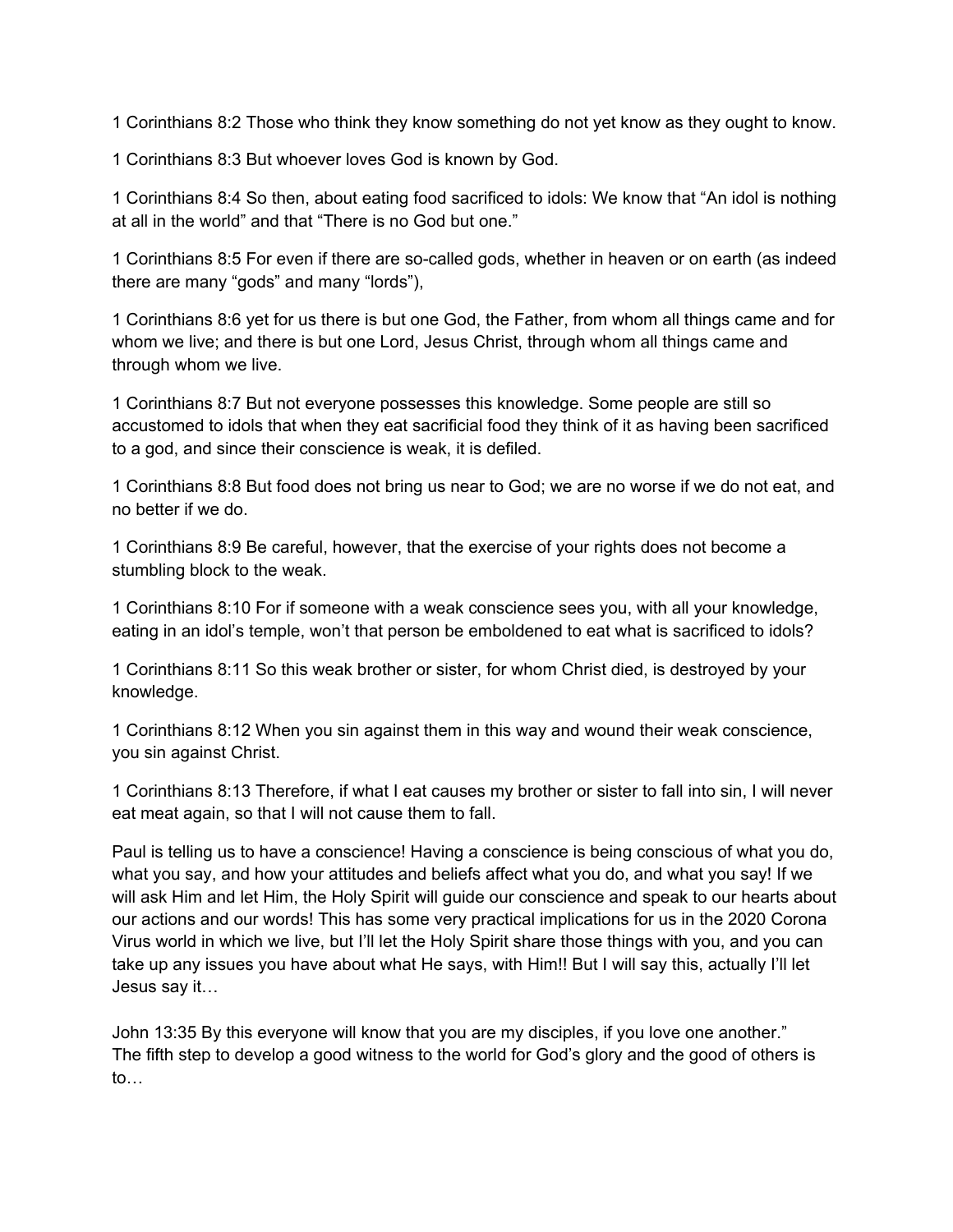1 Corinthians 8:2 Those who think they know something do not yet know as they ought to know.

1 Corinthians 8:3 But whoever loves God is known by God.

1 Corinthians 8:4 So then, about eating food sacrificed to idols: We know that “An idol is nothing at all in the world” and that “There is no God but one.”

1 Corinthians 8:5 For even if there are so-called gods, whether in heaven or on earth (as indeed there are many “gods” and many “lords”),

1 Corinthians 8:6 yet for us there is but one God, the Father, from whom all things came and for whom we live; and there is but one Lord, Jesus Christ, through whom all things came and through whom we live.

1 Corinthians 8:7 But not everyone possesses this knowledge. Some people are still so accustomed to idols that when they eat sacrificial food they think of it as having been sacrificed to a god, and since their conscience is weak, it is defiled.

1 Corinthians 8:8 But food does not bring us near to God; we are no worse if we do not eat, and no better if we do.

1 Corinthians 8:9 Be careful, however, that the exercise of your rights does not become a stumbling block to the weak.

1 Corinthians 8:10 For if someone with a weak conscience sees you, with all your knowledge, eating in an idol’s temple, won’t that person be emboldened to eat what is sacrificed to idols?

1 Corinthians 8:11 So this weak brother or sister, for whom Christ died, is destroyed by your knowledge.

1 Corinthians 8:12 When you sin against them in this way and wound their weak conscience, you sin against Christ.

1 Corinthians 8:13 Therefore, if what I eat causes my brother or sister to fall into sin, I will never eat meat again, so that I will not cause them to fall.

Paul is telling us to have a conscience! Having a conscience is being conscious of what you do, what you say, and how your attitudes and beliefs affect what you do, and what you say! If we will ask Him and let Him, the Holy Spirit will guide our conscience and speak to our hearts about our actions and our words! This has some very practical implications for us in the 2020 Corona Virus world in which we live, but I’ll let the Holy Spirit share those things with you, and you can take up any issues you have about what He says, with Him!! But I will say this, actually I’ll let Jesus say it…

John 13:35 By this everyone will know that you are my disciples, if you love one another.”
The fifth step to develop a good witness to the world for God’s glory and the good of others is to…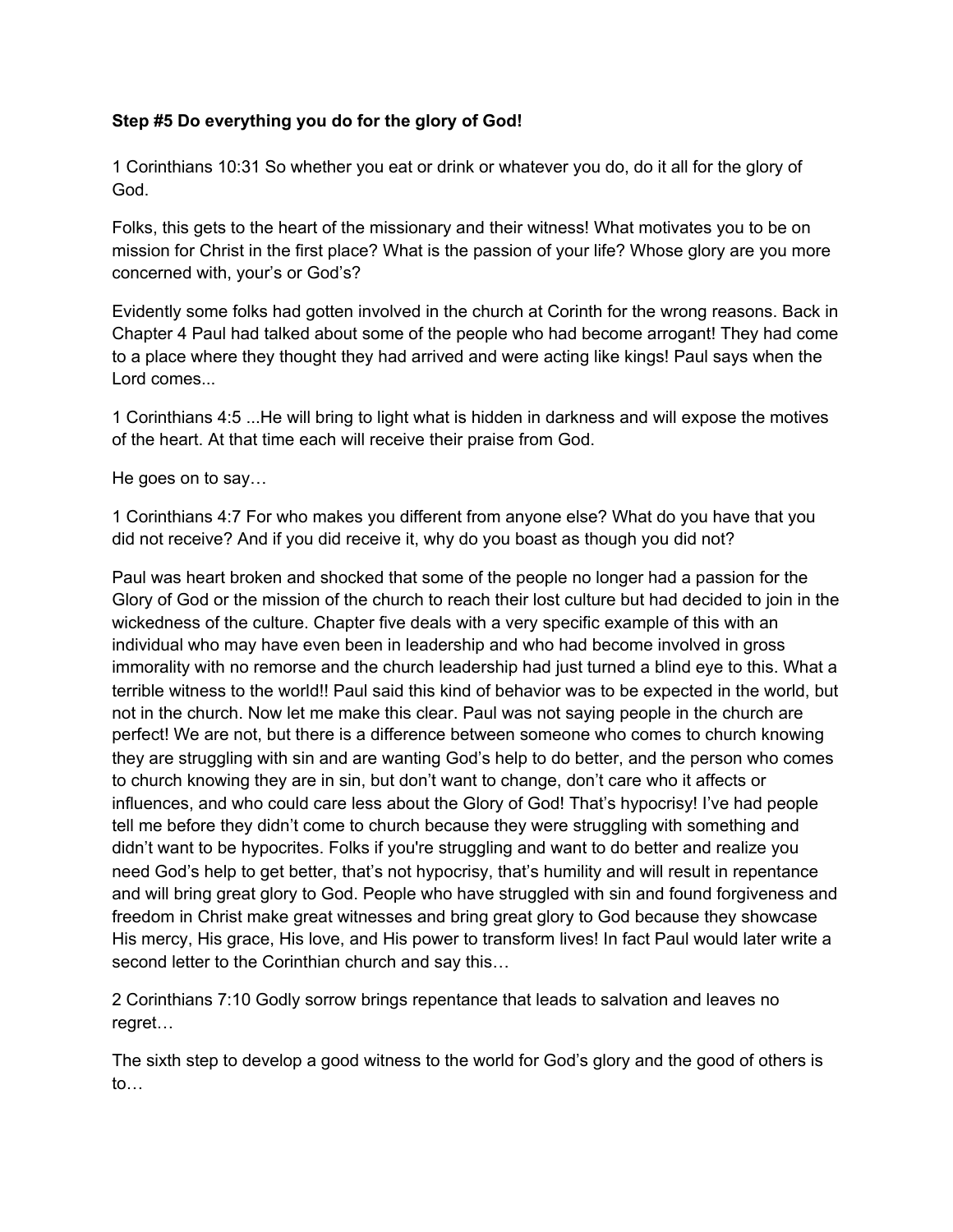**Step #5 Do everything you do for the glory of God!**

1 Corinthians 10:31 So whether you eat or drink or whatever you do, do it all for the glory of God.

Folks, this gets to the heart of the missionary and their witness! What motivates you to be on mission for Christ in the first place? What is the passion of your life? Whose glory are you more concerned with, your's or God's?

Evidently some folks had gotten involved in the church at Corinth for the wrong reasons. Back in Chapter 4 Paul had talked about some of the people who had become arrogant! They had come to a place where they thought they had arrived and were acting like kings! Paul says when the Lord comes...

1 Corinthians 4:5 ...He will bring to light what is hidden in darkness and will expose the motives of the heart. At that time each will receive their praise from God.

He goes on to say…

1 Corinthians 4:7 For who makes you different from anyone else? What do you have that you did not receive? And if you did receive it, why do you boast as though you did not?

Paul was heart broken and shocked that some of the people no longer had a passion for the Glory of God or the mission of the church to reach their lost culture but had decided to join in the wickedness of the culture. Chapter five deals with a very specific example of this with an individual who may have even been in leadership and who had become involved in gross immorality with no remorse and the church leadership had just turned a blind eye to this. What a terrible witness to the world!! Paul said this kind of behavior was to be expected in the world, but not in the church. Now let me make this clear. Paul was not saying people in the church are perfect! We are not, but there is a difference between someone who comes to church knowing they are struggling with sin and are wanting God's help to do better, and the person who comes to church knowing they are in sin, but don't want to change, don't care who it affects or influences, and who could care less about the Glory of God! That's hypocrisy! I've had people tell me before they didn't come to church because they were struggling with something and didn't want to be hypocrites. Folks if you're struggling and want to do better and realize you need God's help to get better, that's not hypocrisy, that's humility and will result in repentance and will bring great glory to God. People who have struggled with sin and found forgiveness and freedom in Christ make great witnesses and bring great glory to God because they showcase His mercy, His grace, His love, and His power to transform lives! In fact Paul would later write a second letter to the Corinthian church and say this…

2 Corinthians 7:10 Godly sorrow brings repentance that leads to salvation and leaves no regret…

The sixth step to develop a good witness to the world for God's glory and the good of others is to…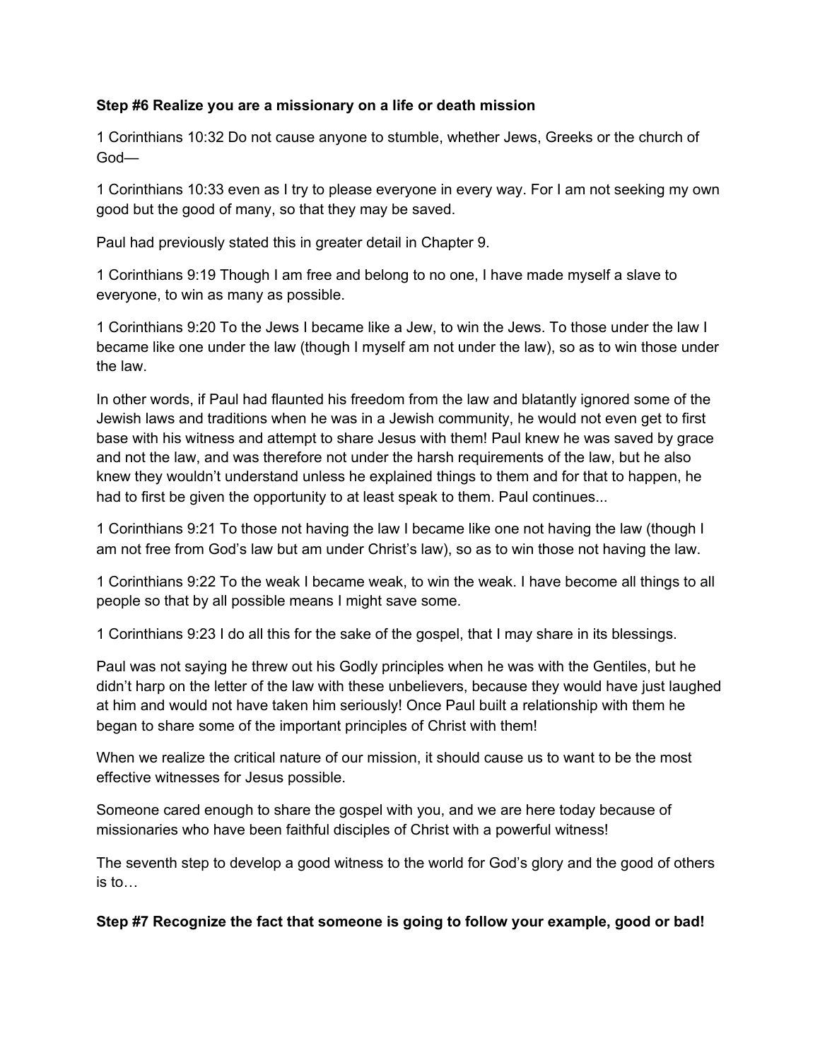**Step #6 Realize you are a missionary on a life or death mission**

1 Corinthians 10:32 Do not cause anyone to stumble, whether Jews, Greeks or the church of God—

1 Corinthians 10:33 even as I try to please everyone in every way. For I am not seeking my own good but the good of many, so that they may be saved.

Paul had previously stated this in greater detail in Chapter 9.

1 Corinthians 9:19 Though I am free and belong to no one, I have made myself a slave to everyone, to win as many as possible.

1 Corinthians 9:20 To the Jews I became like a Jew, to win the Jews. To those under the law I became like one under the law (though I myself am not under the law), so as to win those under the law.

In other words, if Paul had flaunted his freedom from the law and blatantly ignored some of the Jewish laws and traditions when he was in a Jewish community, he would not even get to first base with his witness and attempt to share Jesus with them! Paul knew he was saved by grace and not the law, and was therefore not under the harsh requirements of the law, but he also knew they wouldn't understand unless he explained things to them and for that to happen, he had to first be given the opportunity to at least speak to them. Paul continues...

1 Corinthians 9:21 To those not having the law I became like one not having the law (though I am not free from God's law but am under Christ's law), so as to win those not having the law.

1 Corinthians 9:22 To the weak I became weak, to win the weak. I have become all things to all people so that by all possible means I might save some.

1 Corinthians 9:23 I do all this for the sake of the gospel, that I may share in its blessings.

Paul was not saying he threw out his Godly principles when he was with the Gentiles, but he didn't harp on the letter of the law with these unbelievers, because they would have just laughed at him and would not have taken him seriously! Once Paul built a relationship with them he began to share some of the important principles of Christ with them!

When we realize the critical nature of our mission, it should cause us to want to be the most effective witnesses for Jesus possible.

Someone cared enough to share the gospel with you, and we are here today because of missionaries who have been faithful disciples of Christ with a powerful witness!

The seventh step to develop a good witness to the world for God's glory and the good of others is to…

**Step #7 Recognize the fact that someone is going to follow your example, good or bad!**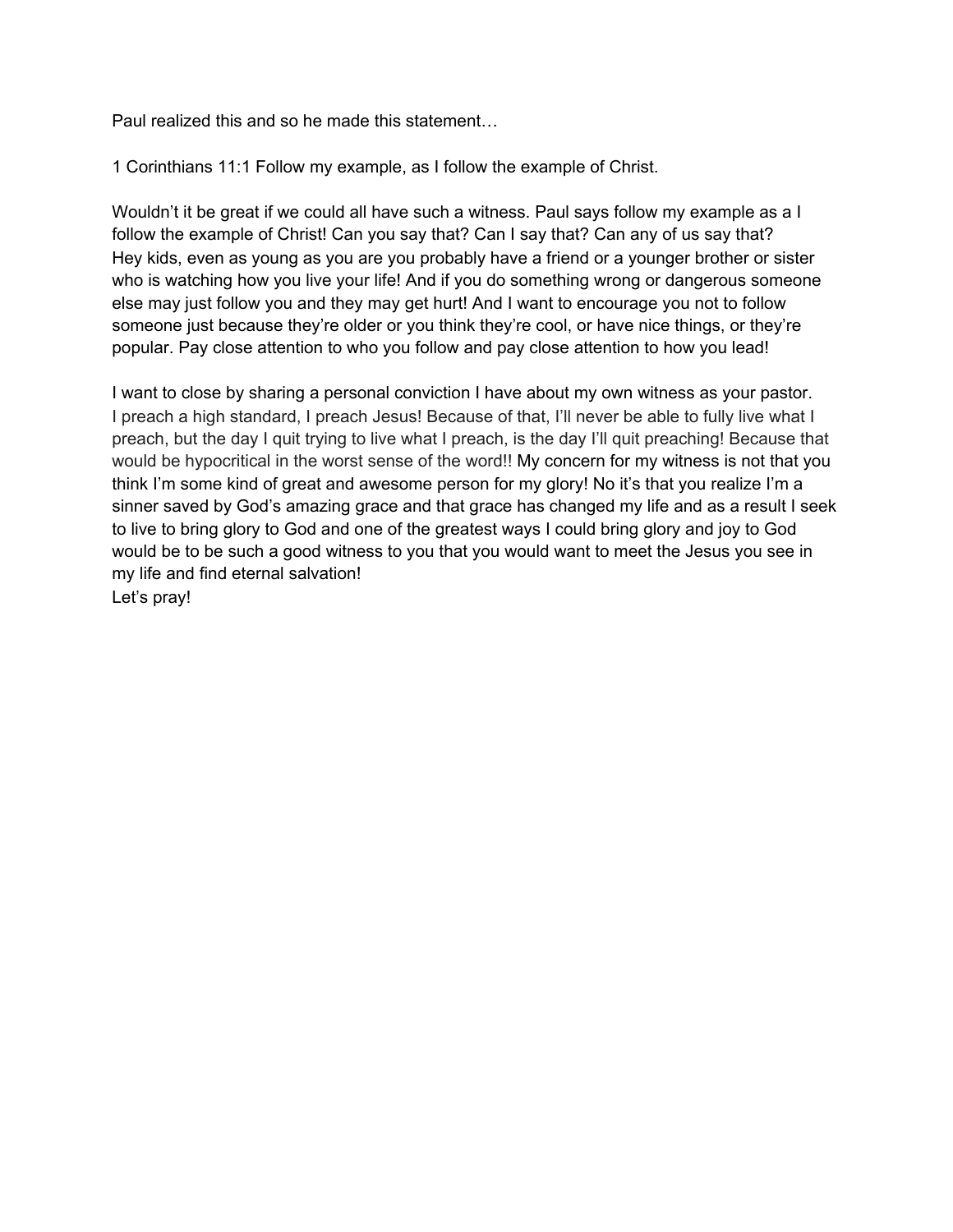Paul realized this and so he made this statement…

1 Corinthians 11:1 Follow my example, as I follow the example of Christ.

Wouldn't it be great if we could all have such a witness. Paul says follow my example as a I follow the example of Christ! Can you say that? Can I say that? Can any of us say that? Hey kids, even as young as you are you probably have a friend or a younger brother or sister who is watching how you live your life! And if you do something wrong or dangerous someone else may just follow you and they may get hurt! And I want to encourage you not to follow someone just because they're older or you think they're cool, or have nice things, or they're popular. Pay close attention to who you follow and pay close attention to how you lead!

I want to close by sharing a personal conviction I have about my own witness as your pastor. I preach a high standard, I preach Jesus! Because of that, I'll never be able to fully live what I preach, but the day I quit trying to live what I preach, is the day I'll quit preaching! Because that would be hypocritical in the worst sense of the word!! My concern for my witness is not that you think I'm some kind of great and awesome person for my glory! No it's that you realize I'm a sinner saved by God's amazing grace and that grace has changed my life and as a result I seek to live to bring glory to God and one of the greatest ways I could bring glory and joy to God would be to be such a good witness to you that you would want to meet the Jesus you see in my life and find eternal salvation!
Let's pray!